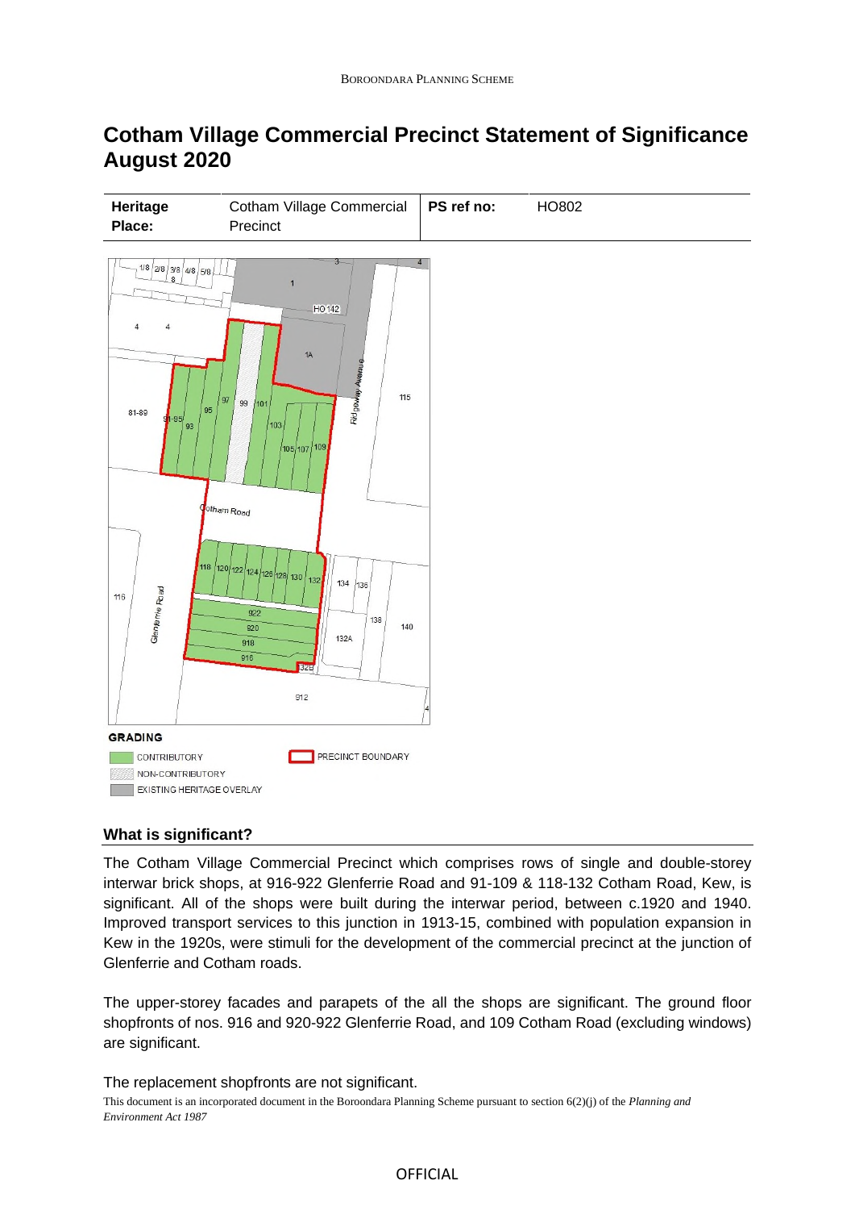# Cotham Village Commercial Precinct Statement of Significance August 2020

| Heritage Place: | Cotham Village Commercial Precinct | PS ref no: | HO802 |
|---|---|---|---|

GRADING

CONTRIBUTORY

NON-CONTRIBUTORY

EXISTING HERITAGE OVERLAY

PRECINCT BOUNDARY

## What is significant?

The Cotham Village Commercial Precinct which comprises rows of single and double-storey interwar brick shops, at 916-922 Glenferrie Road and 91-109 & 118-132 Cotham Road, Kew, is significant. All of the shops were built during the interwar period, between c.1920 and 1940. Improved transport services to this junction in 1913-15, combined with population expansion in Kew in the 1920s, were stimuli for the development of the commercial precinct at the junction of Glenferrie and Cotham roads.

The upper-storey facades and parapets of the all the shops are significant. The ground floor shopfronts of nos. 916 and 920-922 Glenferrie Road, and 109 Cotham Road (excluding windows) are significant.

The replacement shopfronts are not significant.

This document is an incorporated document in the Boroondara Planning Scheme pursuant to section 6(2)(j) of the *Planning and Environment Act 1987*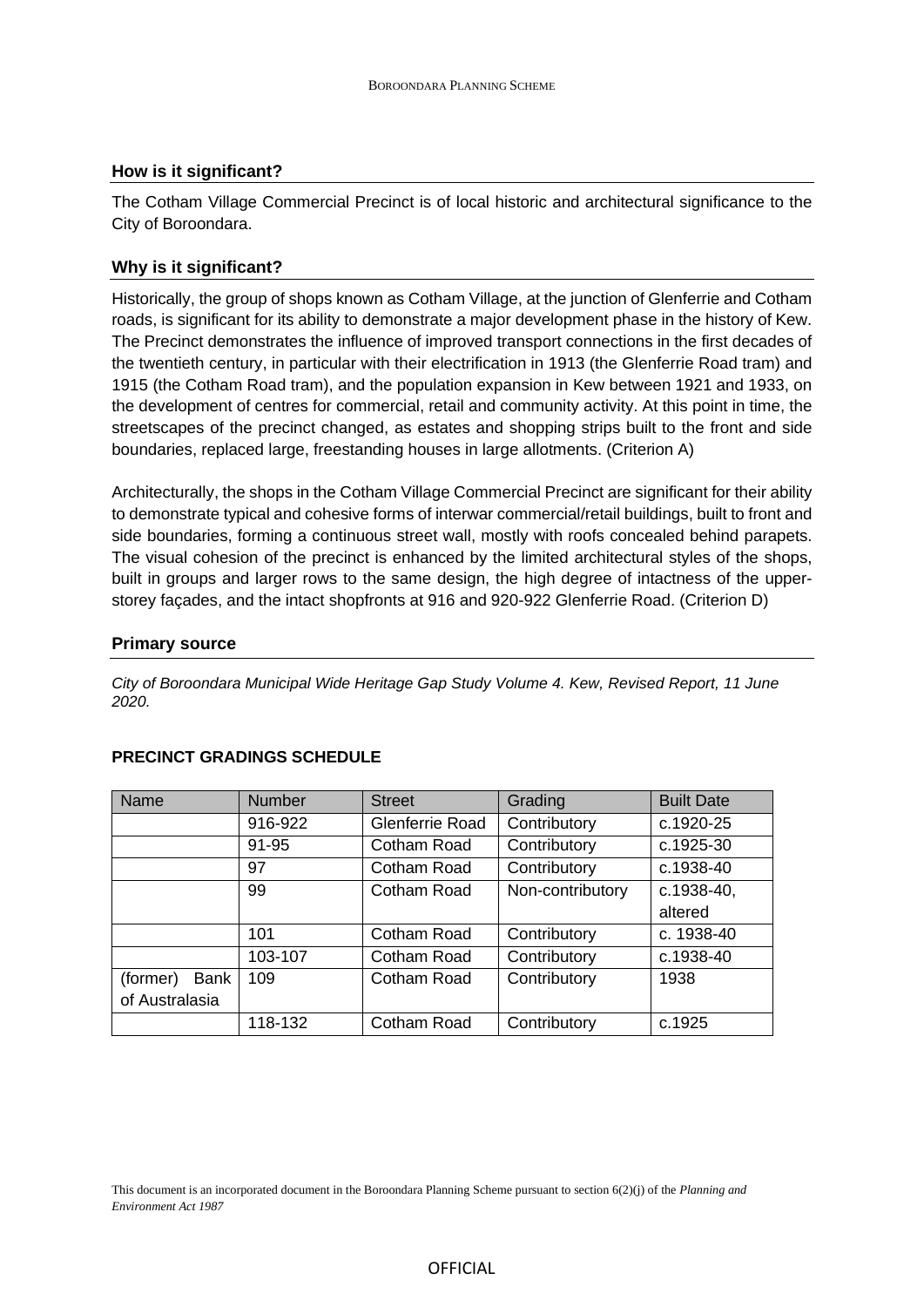### How is it significant?

The Cotham Village Commercial Precinct is of local historic and architectural significance to the City of Boroondara.

### Why is it significant?

Historically, the group of shops known as Cotham Village, at the junction of Glenferrie and Cotham roads, is significant for its ability to demonstrate a major development phase in the history of Kew. The Precinct demonstrates the influence of improved transport connections in the first decades of the twentieth century, in particular with their electrification in 1913 (the Glenferrie Road tram) and 1915 (the Cotham Road tram), and the population expansion in Kew between 1921 and 1933, on the development of centres for commercial, retail and community activity. At this point in time, the streetscapes of the precinct changed, as estates and shopping strips built to the front and side boundaries, replaced large, freestanding houses in large allotments. (Criterion A)

Architecturally, the shops in the Cotham Village Commercial Precinct are significant for their ability to demonstrate typical and cohesive forms of interwar commercial/retail buildings, built to front and side boundaries, forming a continuous street wall, mostly with roofs concealed behind parapets. The visual cohesion of the precinct is enhanced by the limited architectural styles of the shops, built in groups and larger rows to the same design, the high degree of intactness of the upper-storey façades, and the intact shopfronts at 916 and 920-922 Glenferrie Road. (Criterion D)

### Primary source

*City of Boroondara Municipal Wide Heritage Gap Study Volume 4. Kew, Revised Report, 11 June 2020.*

**PRECINCT GRADINGS SCHEDULE**

| Name | Number | Street | Grading | Built Date |
|---|---|---|---|---|
| | 916-922 | Glenferrie Road | Contributory | c.1920-25 |
| | 91-95 | Cotham Road | Contributory | c.1925-30 |
| | 97 | Cotham Road | Contributory | c.1938-40 |
| | 99 | Cotham Road | Non-contributory | c.1938-40, altered |
| | 101 | Cotham Road | Contributory | c. 1938-40 |
| | 103-107 | Cotham Road | Contributory | c.1938-40 |
| (former) Bank of Australasia | 109 | Cotham Road | Contributory | 1938 |
| | 118-132 | Cotham Road | Contributory | c.1925 |

This document is an incorporated document in the Boroondara Planning Scheme pursuant to section 6(2)(j) of the *Planning and Environment Act 1987*